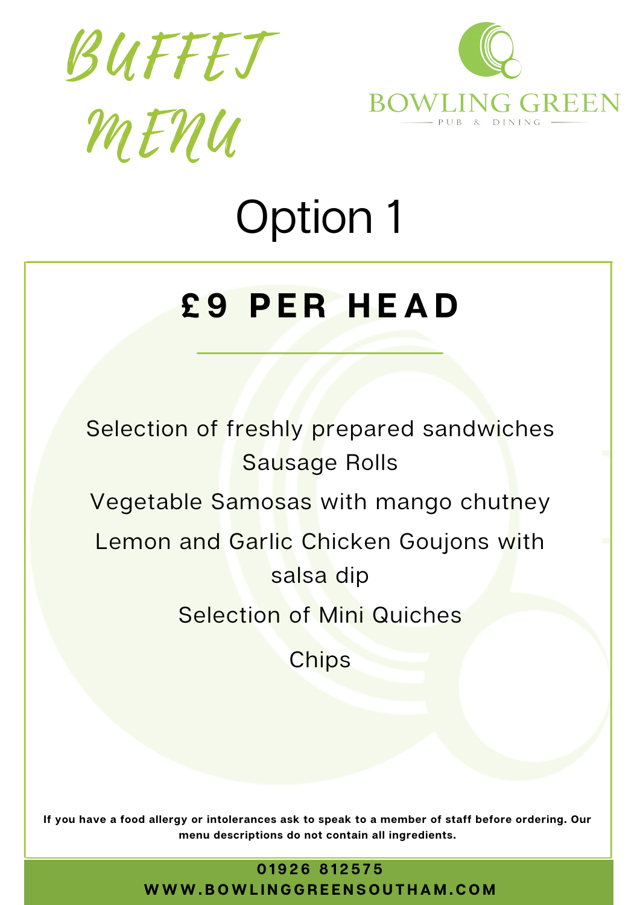# BUFFET MENU

BOWLING GREEN

PUB & DINING

## Option 1

### £9 PER HEAD

Selection of freshly prepared sandwiches

Sausage Rolls

Vegetable Samosas with mango chutney

Lemon and Garlic Chicken Goujons with salsa dip

Selection of Mini Quiches

Chips

**If you have a food allergy or intolerances ask to speak to a member of staff before ordering. Our menu descriptions do not contain all ingredients.**

**01926 812575**

**WWW.BOWLINGGREENSOUTHAM.COM**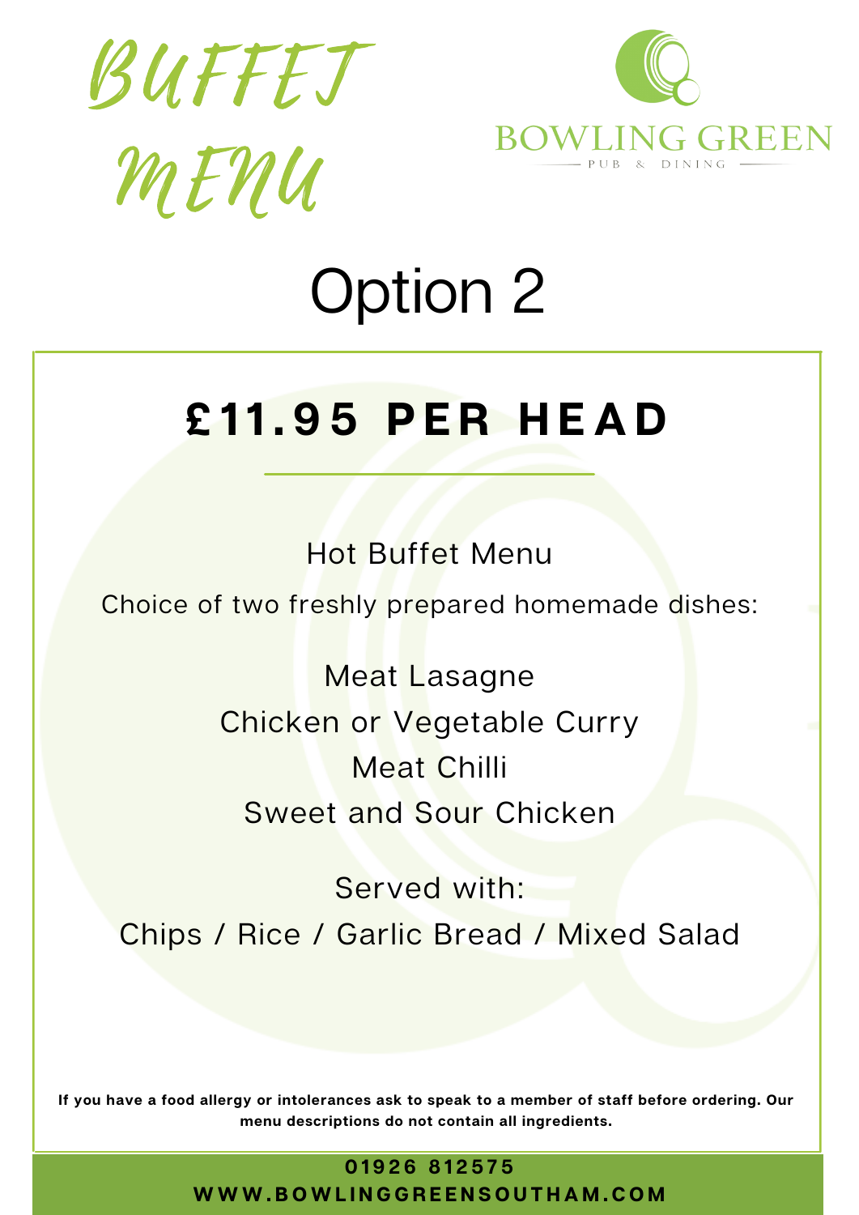# BUFFET MENU

BOWLING GREEN

PUB & DINING

## Option 2

## £11.95 PER HEAD

Hot Buffet Menu

Choice of two freshly prepared homemade dishes:

Meat Lasagne

Chicken or Vegetable Curry

Meat Chilli

Sweet and Sour Chicken

Served with:

Chips / Rice / Garlic Bread / Mixed Salad

**If you have a food allergy or intolerances ask to speak to a member of staff before ordering. Our menu descriptions do not contain all ingredients.**

**01926 812575**

**WWW.BOWLINGGREENSOUTHAM.COM**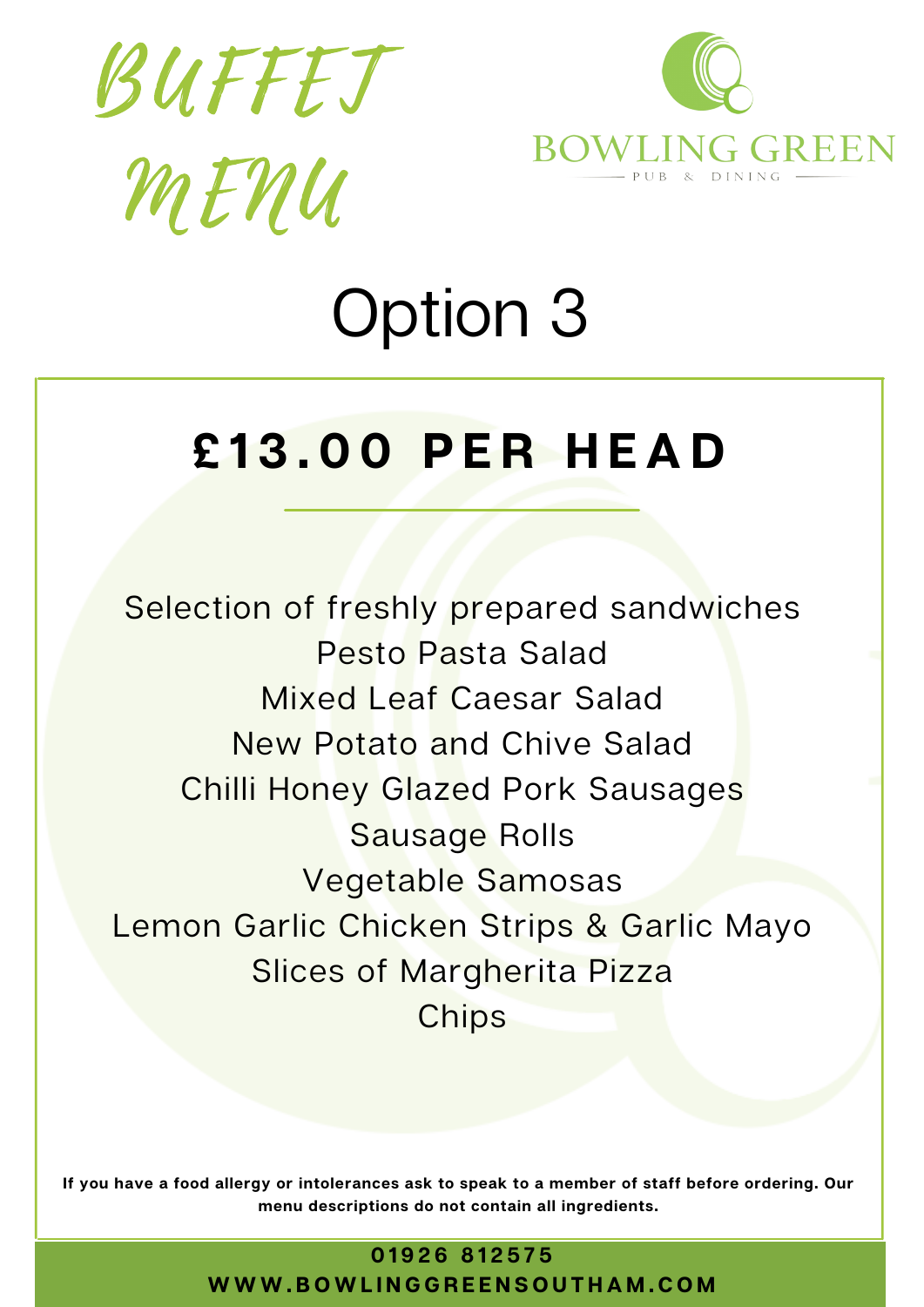# BUFFET MENU

BOWLING GREEN

PUB & DINING

## Option 3

### £13.00 PER HEAD

Selection of freshly prepared sandwiches
Pesto Pasta Salad
Mixed Leaf Caesar Salad
New Potato and Chive Salad
Chilli Honey Glazed Pork Sausages
Sausage Rolls
Vegetable Samosas
Lemon Garlic Chicken Strips & Garlic Mayo
Slices of Margherita Pizza
Chips

**If you have a food allergy or intolerances ask to speak to a member of staff before ordering. Our menu descriptions do not contain all ingredients.**

**01926 812575**
**WWW.BOWLINGGREENSOUTHAM.COM**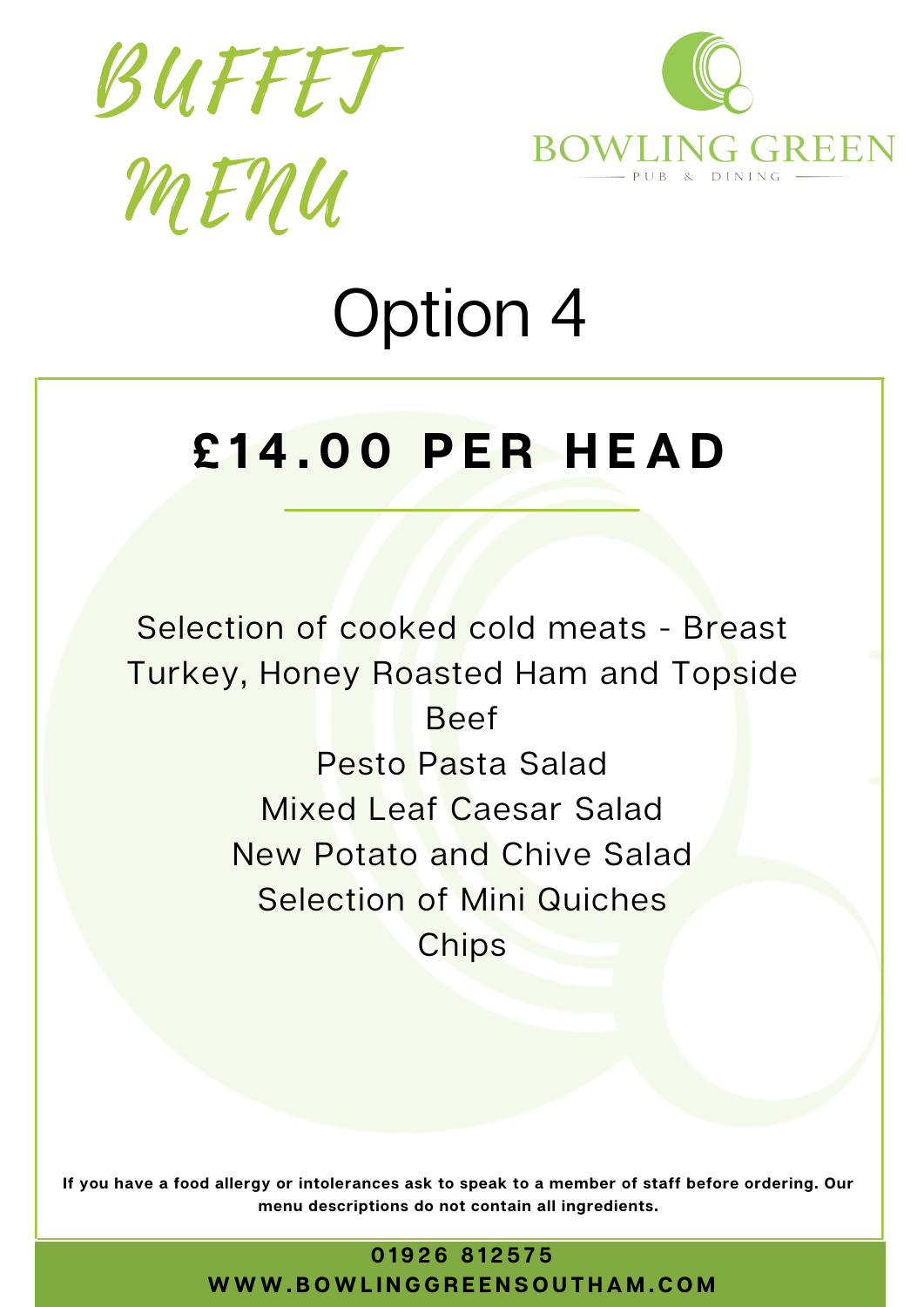# BUFFET MENU

BOWLING GREEN

PUB & DINING

## Option 4

## £14.00 PER HEAD

Selection of cooked cold meats - Breast Turkey, Honey Roasted Ham and Topside Beef

Pesto Pasta Salad

Mixed Leaf Caesar Salad

New Potato and Chive Salad

Selection of Mini Quiches

Chips

**If you have a food allergy or intolerances ask to speak to a member of staff before ordering. Our menu descriptions do not contain all ingredients.**

**01926 812575**

**WWW.BOWLINGGREENSOUTHAM.COM**